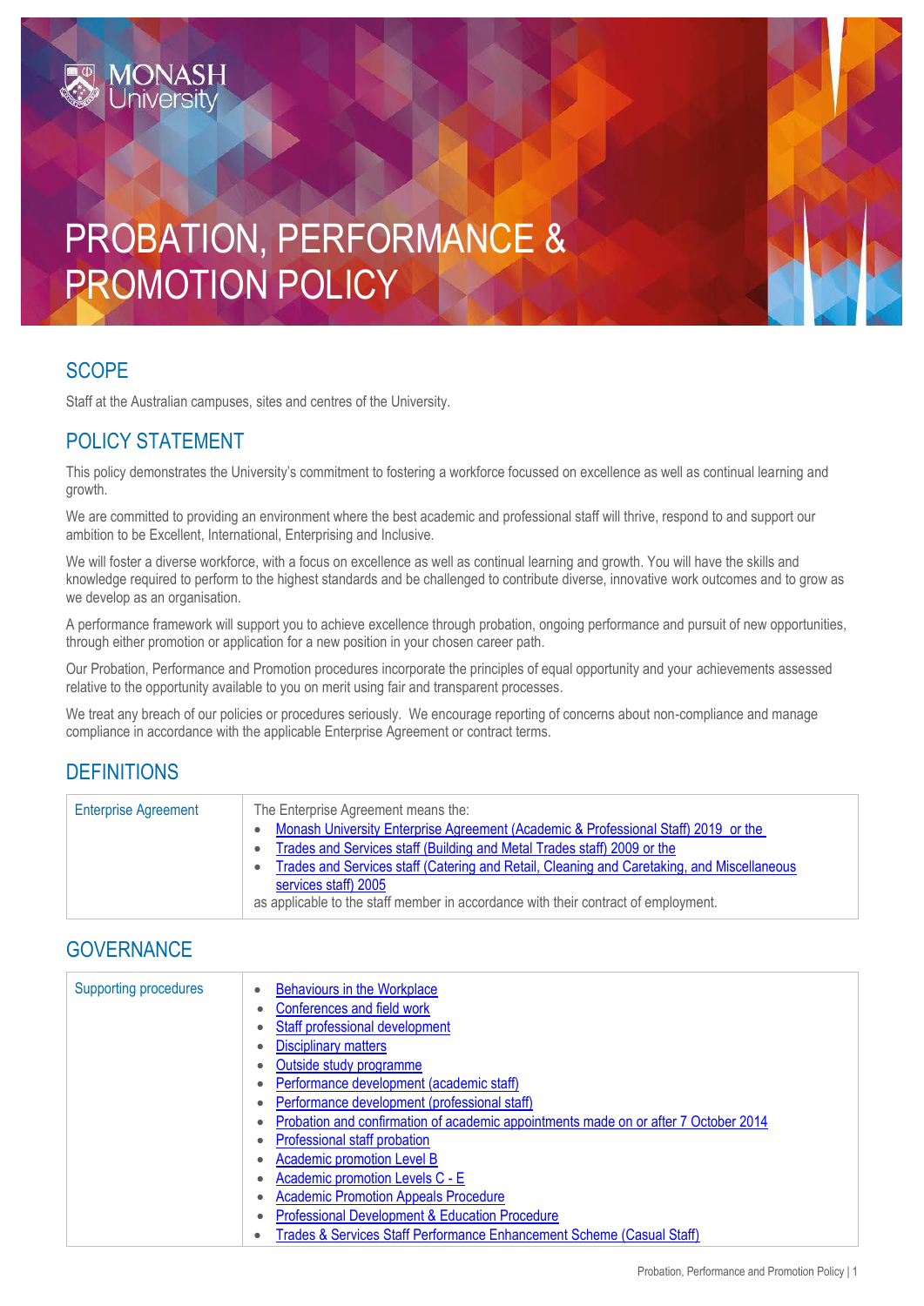# PROBATION, PERFORMANCE & PROMOTION POLICY

## SCOPE

Staff at the Australian campuses, sites and centres of the University.

## POLICY STATEMENT

This policy demonstrates the University's commitment to fostering a workforce focussed on excellence as well as continual learning and growth.

We are committed to providing an environment where the best academic and professional staff will thrive, respond to and support our ambition to be Excellent, International, Enterprising and Inclusive.

We will foster a diverse workforce, with a focus on excellence as well as continual learning and growth. You will have the skills and knowledge required to perform to the highest standards and be challenged to contribute diverse, innovative work outcomes and to grow as we develop as an organisation.

A performance framework will support you to achieve excellence through probation, ongoing performance and pursuit of new opportunities, through either promotion or application for a new position in your chosen career path.

Our Probation, Performance and Promotion procedures incorporate the principles of equal opportunity and your achievements assessed relative to the opportunity available to you on merit using fair and transparent processes.

We treat any breach of our policies or procedures seriously. We encourage reporting of concerns about non-compliance and manage compliance in accordance with the applicable Enterprise Agreement or contract terms.

## DEFINITIONS

| | |
|---|---|
| Enterprise Agreement | The Enterprise Agreement means the:<br>• Monash University Enterprise Agreement (Academic & Professional Staff) 2019 or the<br>• Trades and Services staff (Building and Metal Trades staff) 2009 or the<br>• Trades and Services staff (Catering and Retail, Cleaning and Caretaking, and Miscellaneous services staff) 2005<br>as applicable to the staff member in accordance with their contract of employment. |

## GOVERNANCE

| | |
|---|---|
| Supporting procedures | • Behaviours in the Workplace<br>• Conferences and field work<br>• Staff professional development<br>• Disciplinary matters<br>• Outside study programme<br>• Performance development (academic staff)<br>• Performance development (professional staff)<br>• Probation and confirmation of academic appointments made on or after 7 October 2014<br>• Professional staff probation<br>• Academic promotion Level B<br>• Academic promotion Levels C - E<br>• Academic Promotion Appeals Procedure<br>• Professional Development & Education Procedure<br>• Trades & Services Staff Performance Enhancement Scheme (Casual Staff) |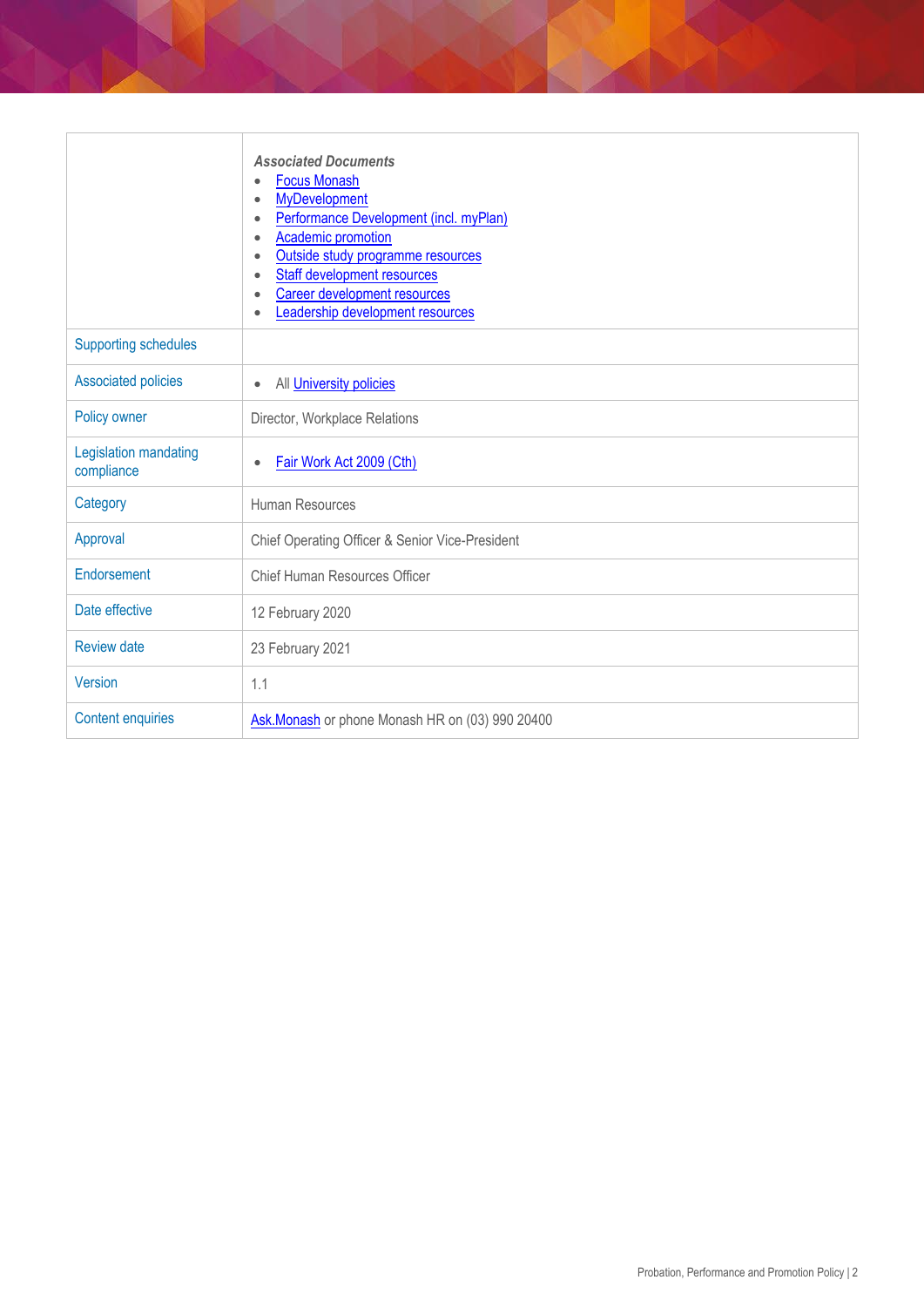| | |
|---|---|
| | ***Associated Documents***<br>• Focus Monash<br>• MyDevelopment<br>• Performance Development (incl. myPlan)<br>• Academic promotion<br>• Outside study programme resources<br>• Staff development resources<br>• Career development resources<br>• Leadership development resources |
| Supporting schedules | |
| Associated policies | • All University policies |
| Policy owner | Director, Workplace Relations |
| Legislation mandating compliance | • Fair Work Act 2009 (Cth) |
| Category | Human Resources |
| Approval | Chief Operating Officer & Senior Vice-President |
| Endorsement | Chief Human Resources Officer |
| Date effective | 12 February 2020 |
| Review date | 23 February 2021 |
| Version | 1.1 |
| Content enquiries | Ask.Monash or phone Monash HR on (03) 990 20400 |